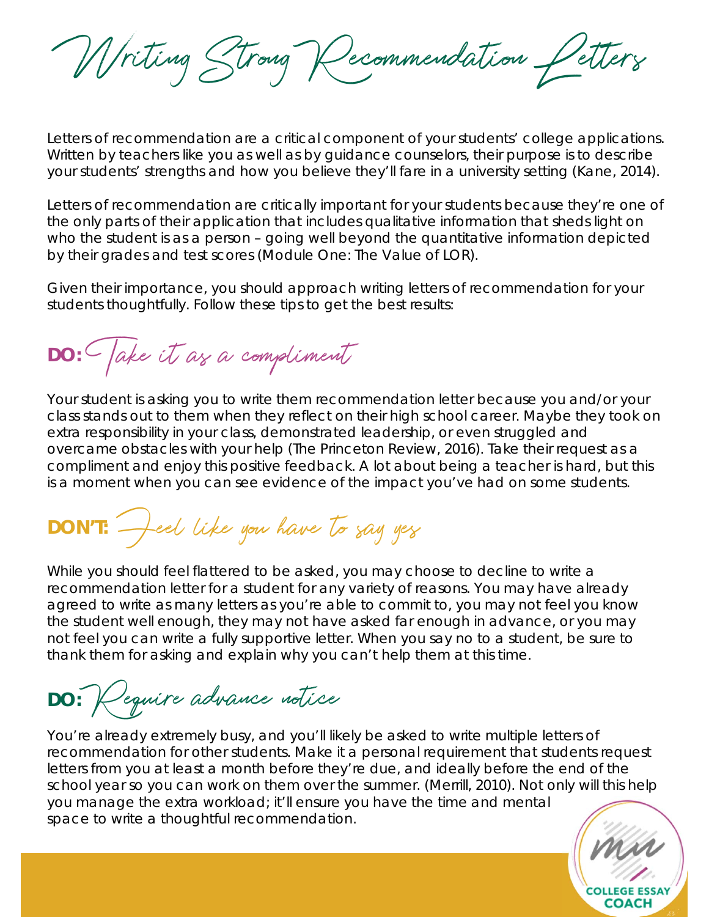# Writing Strong Recommendation Letters

Letters of recommendation are a critical component of your students' college applications. Written by teachers like you as well as by guidance counselors, their purpose is to describe your students' strengths and how you believe they'll fare in a university setting (Kane, 2014).

Letters of recommendation are critically important for your students because they're one of the only parts of their application that includes qualitative information that sheds light on who the student is as a person – going well beyond the quantitative information depicted by their grades and test scores (Module One: The Value of LOR).

Given their importance, you should approach writing letters of recommendation for your students thoughtfully. Follow these tips to get the best results:

## DO: Take it as a compliment

Your student is asking you to write them recommendation letter because you and/or your class stands out to them when they reflect on their high school career. Maybe they took on extra responsibility in your class, demonstrated leadership, or even struggled and overcame obstacles with your help (The Princeton Review, 2016). Take their request as a compliment and enjoy this positive feedback. A lot about being a teacher is hard, but this is a moment when you can see evidence of the impact you've had on some students.

## DON'T: Feel like you have to say yes

While you should feel flattered to be asked, you may choose to decline to write a recommendation letter for a student for any variety of reasons. You may have already agreed to write as many letters as you're able to commit to, you may not feel you know the student well enough, they may not have asked far enough in advance, or you may not feel you can write a fully supportive letter. When you say no to a student, be sure to thank them for asking and explain why you can't help them at this time.

## DO: Require advance notice

You're already extremely busy, and you'll likely be asked to write multiple letters of recommendation for other students. Make it a personal requirement that students request letters from you at least a month before they're due, and ideally before the end of the school year so you can work on them over the summer. (Merrill, 2010). Not only will this help you manage the extra workload; it'll ensure you have the time and mental space to write a thoughtful recommendation.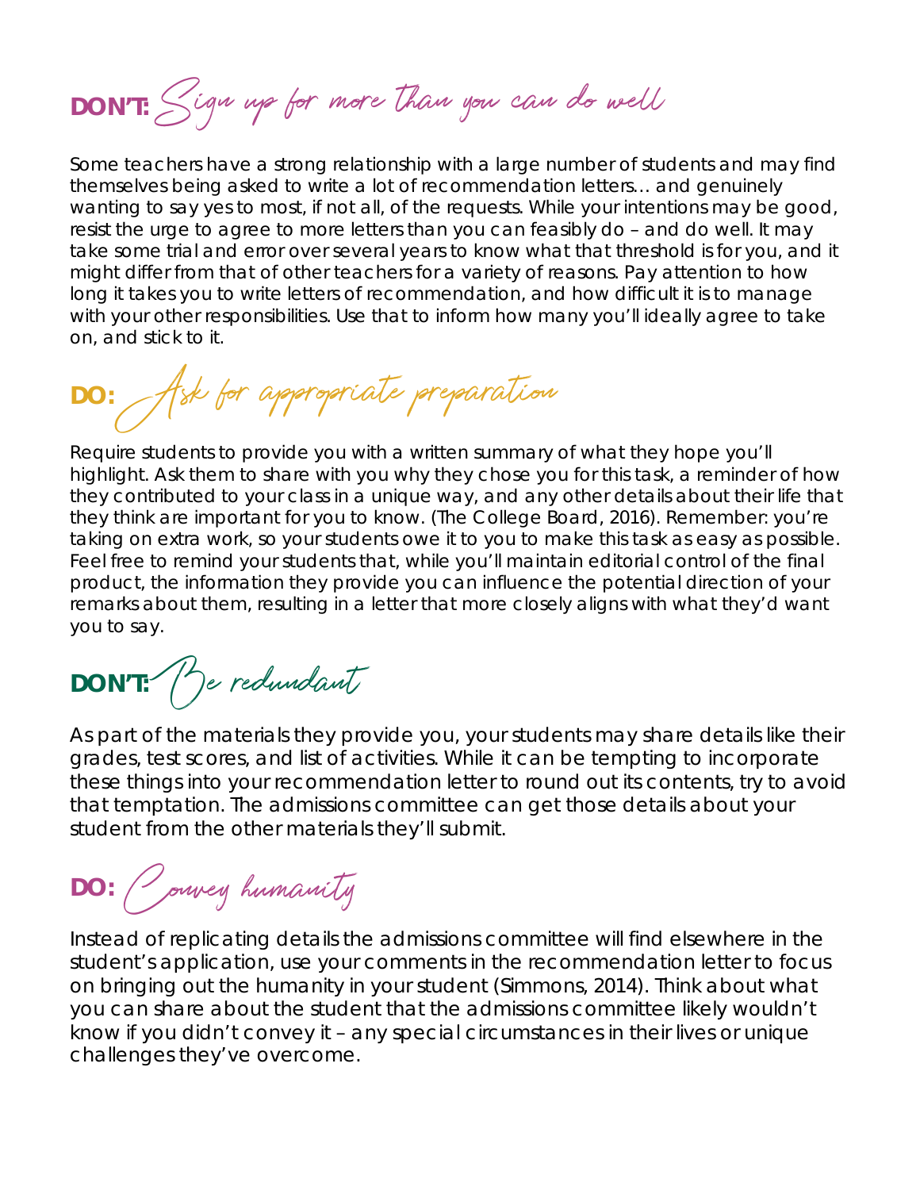## DON'T: Sign up for more than you can do well

Some teachers have a strong relationship with a large number of students and may find themselves being asked to write a lot of recommendation letters… and genuinely wanting to say yes to most, if not all, of the requests. While your intentions may be good, resist the urge to agree to more letters than you can feasibly do – and do well. It may take some trial and error over several years to know what that threshold is for you, and it might differ from that of other teachers for a variety of reasons. Pay attention to how long it takes you to write letters of recommendation, and how difficult it is to manage with your other responsibilities. Use that to inform how many you'll ideally agree to take on, and stick to it.

## DO: Ask for appropriate preparation

Require students to provide you with a written summary of what they hope you'll highlight. Ask them to share with you why they chose you for this task, a reminder of how they contributed to your class in a unique way, and any other details about their life that they think are important for you to know. (The College Board, 2016). Remember: you're taking on extra work, so your students owe it to you to make this task as easy as possible. Feel free to remind your students that, while you'll maintain editorial control of the final product, the information they provide you can influence the potential direction of your remarks about them, resulting in a letter that more closely aligns with what they'd want you to say.

## DON'T: Be redundant

As part of the materials they provide you, your students may share details like their grades, test scores, and list of activities. While it can be tempting to incorporate these things into your recommendation letter to round out its contents, try to avoid that temptation. The admissions committee can get those details about your student from the other materials they'll submit.

## DO: Convey humanity

Instead of replicating details the admissions committee will find elsewhere in the student's application, use your comments in the recommendation letter to focus on bringing out the humanity in your student (Simmons, 2014). Think about what you can share about the student that the admissions committee likely wouldn't know if you didn't convey it – any special circumstances in their lives or unique challenges they've overcome.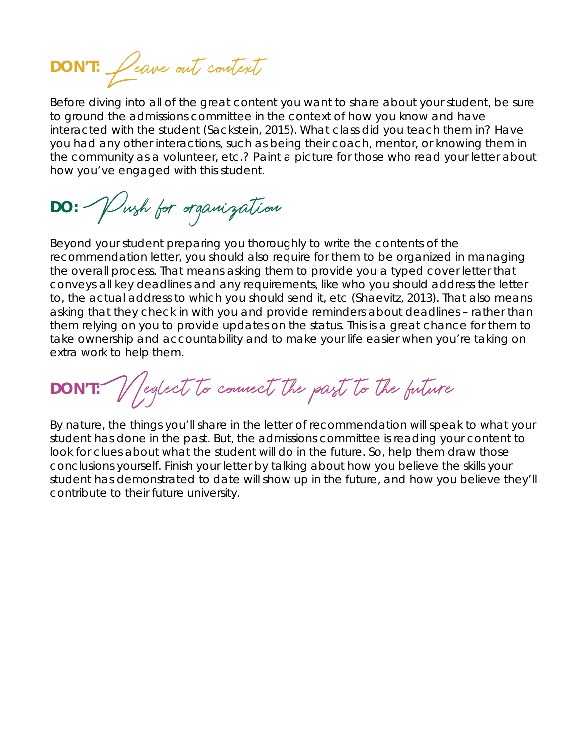## DON'T: Leave out context

Before diving into all of the great content you want to share about your student, be sure to ground the admissions committee in the context of how you know and have interacted with the student (Sackstein, 2015). What class did you teach them in? Have you had any other interactions, such as being their coach, mentor, or knowing them in the community as a volunteer, etc.? Paint a picture for those who read your letter about how you've engaged with this student.

## DO: Push for organization

Beyond your student preparing you thoroughly to write the contents of the recommendation letter, you should also require for them to be organized in managing the overall process. That means asking them to provide you a typed cover letter that conveys all key deadlines and any requirements, like who you should address the letter to, the actual address to which you should send it, etc (Shaevitz, 2013). That also means asking that they check in with you and provide reminders about deadlines – rather than them relying on you to provide updates on the status. This is a great chance for them to take ownership and accountability and to make your life easier when you're taking on extra work to help them.

## DON'T: Neglect to connect the past to the future

By nature, the things you'll share in the letter of recommendation will speak to what your student has done in the past. But, the admissions committee is reading your content to look for clues about what the student will do in the future. So, help them draw those conclusions yourself. Finish your letter by talking about how you believe the skills your student has demonstrated to date will show up in the future, and how you believe they'll contribute to their future university.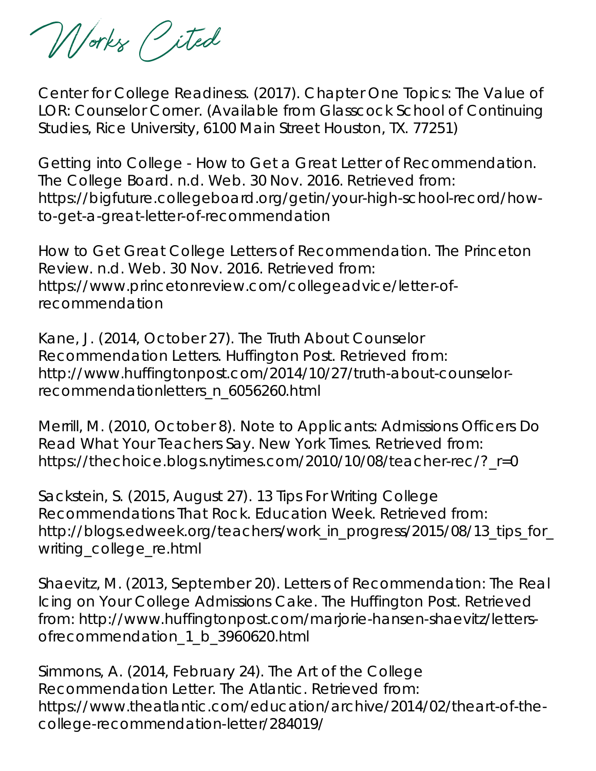# Works Cited

Center for College Readiness. (2017). Chapter One Topics: The Value of LOR: Counselor Corner. (Available from Glasscock School of Continuing Studies, Rice University, 6100 Main Street Houston, TX. 77251)

Getting into College - How to Get a Great Letter of Recommendation. The College Board. n.d. Web. 30 Nov. 2016. Retrieved from: https://bigfuture.collegeboard.org/getin/your-high-school-record/how-to-get-a-great-letter-of-recommendation

How to Get Great College Letters of Recommendation. The Princeton Review. n.d. Web. 30 Nov. 2016. Retrieved from: https://www.princetonreview.com/collegeadvice/letter-of-recommendation

Kane, J. (2014, October 27). The Truth About Counselor Recommendation Letters. Huffington Post. Retrieved from: http://www.huffingtonpost.com/2014/10/27/truth-about-counselor-recommendationletters_n_6056260.html

Merrill, M. (2010, October 8). Note to Applicants: Admissions Officers Do Read What Your Teachers Say. New York Times. Retrieved from: https://thechoice.blogs.nytimes.com/2010/10/08/teacher-rec/?_r=0

Sackstein, S. (2015, August 27). 13 Tips For Writing College Recommendations That Rock. Education Week. Retrieved from: http://blogs.edweek.org/teachers/work_in_progress/2015/08/13_tips_for_writing_college_re.html

Shaevitz, M. (2013, September 20). Letters of Recommendation: The Real Icing on Your College Admissions Cake. The Huffington Post. Retrieved from: http://www.huffingtonpost.com/marjorie-hansen-shaevitz/letters-ofrecommendation_1_b_3960620.html

Simmons, A. (2014, February 24). The Art of the College Recommendation Letter. The Atlantic. Retrieved from: https://www.theatlantic.com/education/archive/2014/02/theart-of-the-college-recommendation-letter/284019/